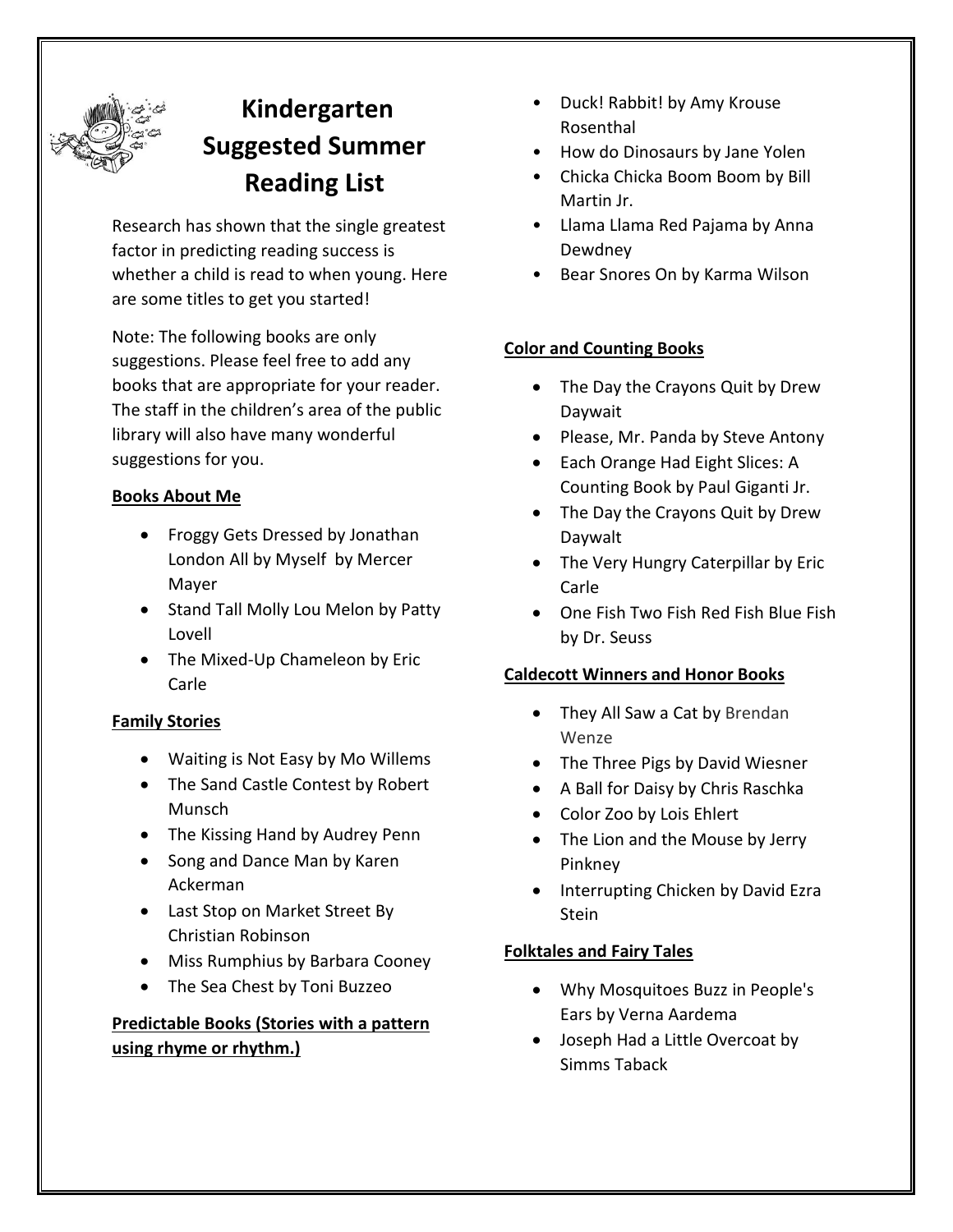# Kindergarten Suggested Summer Reading List

Research has shown that the single greatest factor in predicting reading success is whether a child is read to when young. Here are some titles to get you started!

Note: The following books are only suggestions. Please feel free to add any books that are appropriate for your reader. The staff in the children's area of the public library will also have many wonderful suggestions for you.

**Books About Me**

- Froggy Gets Dressed by Jonathan London All by Myself by Mercer Mayer
- Stand Tall Molly Lou Melon by Patty Lovell
- The Mixed-Up Chameleon by Eric Carle

**Family Stories**

- Waiting is Not Easy by Mo Willems
- The Sand Castle Contest by Robert Munsch
- The Kissing Hand by Audrey Penn
- Song and Dance Man by Karen Ackerman
- Last Stop on Market Street By Christian Robinson
- Miss Rumphius by Barbara Cooney
- The Sea Chest by Toni Buzzeo

**Predictable Books (Stories with a pattern using rhyme or rhythm.)**

- Duck! Rabbit! by Amy Krouse Rosenthal
- How do Dinosaurs by Jane Yolen
- Chicka Chicka Boom Boom by Bill Martin Jr.
- Llama Llama Red Pajama by Anna Dewdney
- Bear Snores On by Karma Wilson

**Color and Counting Books**

- The Day the Crayons Quit by Drew Daywait
- Please, Mr. Panda by Steve Antony
- Each Orange Had Eight Slices: A Counting Book by Paul Giganti Jr.
- The Day the Crayons Quit by Drew Daywalt
- The Very Hungry Caterpillar by Eric Carle
- One Fish Two Fish Red Fish Blue Fish by Dr. Seuss

**Caldecott Winners and Honor Books**

- They All Saw a Cat by Brendan Wenze
- The Three Pigs by David Wiesner
- A Ball for Daisy by Chris Raschka
- Color Zoo by Lois Ehlert
- The Lion and the Mouse by Jerry Pinkney
- Interrupting Chicken by David Ezra Stein

**Folktales and Fairy Tales**

- Why Mosquitoes Buzz in People's Ears by Verna Aardema
- Joseph Had a Little Overcoat by Simms Taback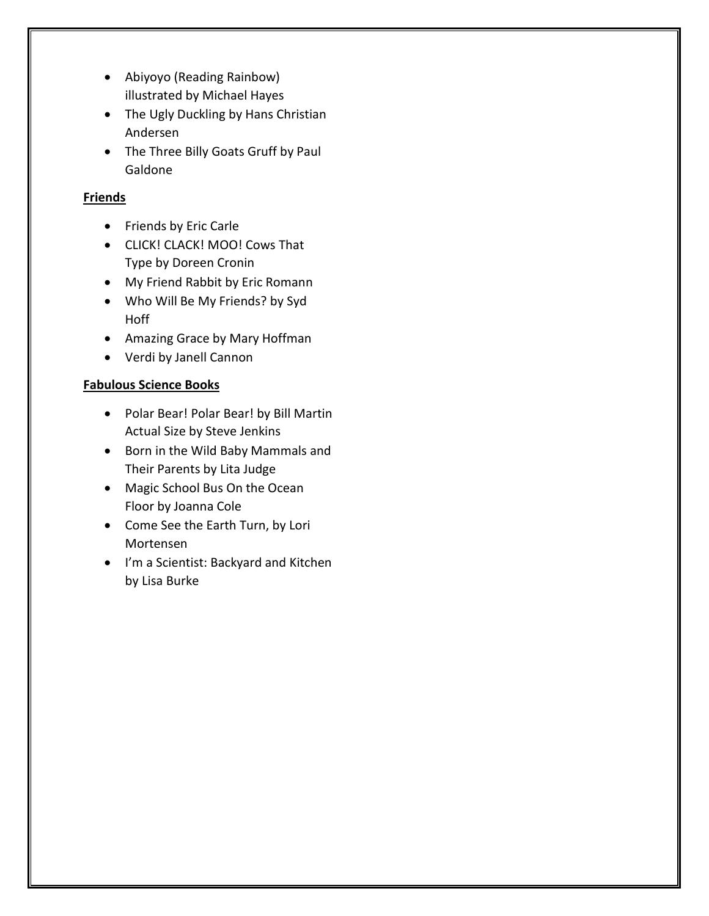- Abiyoyo (Reading Rainbow) illustrated by Michael Hayes
- The Ugly Duckling by Hans Christian Andersen
- The Three Billy Goats Gruff by Paul Galdone

**Friends**

- Friends by Eric Carle
- CLICK! CLACK! MOO! Cows That Type by Doreen Cronin
- My Friend Rabbit by Eric Romann
- Who Will Be My Friends? by Syd Hoff
- Amazing Grace by Mary Hoffman
- Verdi by Janell Cannon

**Fabulous Science Books**

- Polar Bear! Polar Bear! by Bill Martin Actual Size by Steve Jenkins
- Born in the Wild Baby Mammals and Their Parents by Lita Judge
- Magic School Bus On the Ocean Floor by Joanna Cole
- Come See the Earth Turn, by Lori Mortensen
- I'm a Scientist: Backyard and Kitchen by Lisa Burke